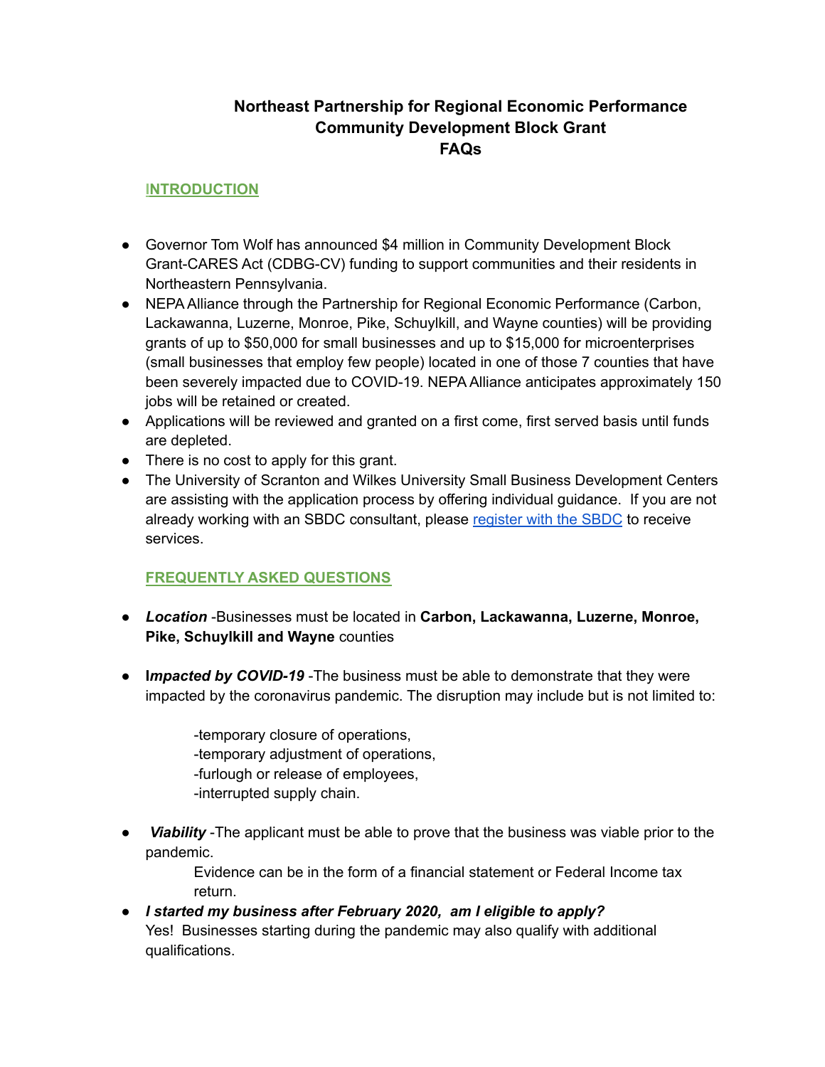# Northeast Partnership for Regional Economic Performance
# Community Development Block Grant
# FAQs

## INTRODUCTION

- Governor Tom Wolf has announced $4 million in Community Development Block Grant-CARES Act (CDBG-CV) funding to support communities and their residents in Northeastern Pennsylvania.
- NEPA Alliance through the Partnership for Regional Economic Performance (Carbon, Lackawanna, Luzerne, Monroe, Pike, Schuylkill, and Wayne counties) will be providing grants of up to $50,000 for small businesses and up to $15,000 for microenterprises (small businesses that employ few people) located in one of those 7 counties that have been severely impacted due to COVID-19. NEPA Alliance anticipates approximately 150 jobs will be retained or created.
- Applications will be reviewed and granted on a first come, first served basis until funds are depleted.
- There is no cost to apply for this grant.
- The University of Scranton and Wilkes University Small Business Development Centers are assisting with the application process by offering individual guidance. If you are not already working with an SBDC consultant, please register with the SBDC to receive services.

## FREQUENTLY ASKED QUESTIONS

- ***Location*** -Businesses must be located in **Carbon, Lackawanna, Luzerne, Monroe, Pike, Schuylkill and Wayne** counties

- ***Impacted by COVID-19*** -The business must be able to demonstrate that they were impacted by the coronavirus pandemic. The disruption may include but is not limited to:

  -temporary closure of operations,
  -temporary adjustment of operations,
  -furlough or release of employees,
  -interrupted supply chain.

- ***Viability*** -The applicant must be able to prove that the business was viable prior to the pandemic.

  Evidence can be in the form of a financial statement or Federal Income tax return.
- ***I started my business after February 2020, am I eligible to apply?***
  Yes! Businesses starting during the pandemic may also qualify with additional qualifications.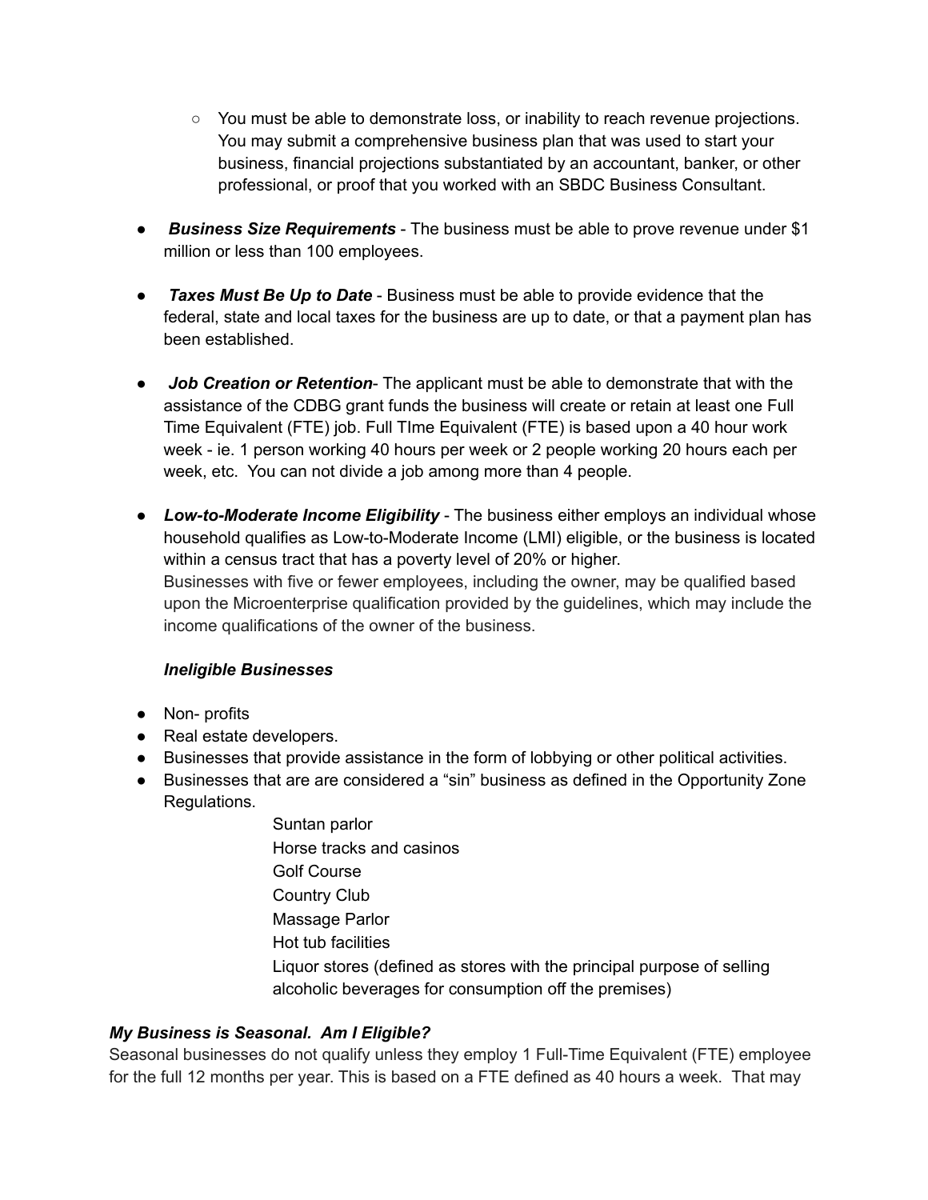- You must be able to demonstrate loss, or inability to reach revenue projections. You may submit a comprehensive business plan that was used to start your business, financial projections substantiated by an accountant, banker, or other professional, or proof that you worked with an SBDC Business Consultant.

- ***Business Size Requirements*** - The business must be able to prove revenue under $1 million or less than 100 employees.

- ***Taxes Must Be Up to Date*** - Business must be able to provide evidence that the federal, state and local taxes for the business are up to date, or that a payment plan has been established.

- ***Job Creation or Retention***- The applicant must be able to demonstrate that with the assistance of the CDBG grant funds the business will create or retain at least one Full Time Equivalent (FTE) job. Full TIme Equivalent (FTE) is based upon a 40 hour work week - ie. 1 person working 40 hours per week or 2 people working 20 hours each per week, etc. You can not divide a job among more than 4 people.

- ***Low-to-Moderate Income Eligibility*** - The business either employs an individual whose household qualifies as Low-to-Moderate Income (LMI) eligible, or the business is located within a census tract that has a poverty level of 20% or higher.
  Businesses with five or fewer employees, including the owner, may be qualified based upon the Microenterprise qualification provided by the guidelines, which may include the income qualifications of the owner of the business.

***Ineligible Businesses***

- Non- profits
- Real estate developers.
- Businesses that provide assistance in the form of lobbying or other political activities.
- Businesses that are are considered a "sin" business as defined in the Opportunity Zone Regulations.
  - Suntan parlor
  - Horse tracks and casinos
  - Golf Course
  - Country Club
  - Massage Parlor
  - Hot tub facilities
  - Liquor stores (defined as stores with the principal purpose of selling alcoholic beverages for consumption off the premises)

***My Business is Seasonal. Am I Eligible?***

Seasonal businesses do not qualify unless they employ 1 Full-Time Equivalent (FTE) employee for the full 12 months per year. This is based on a FTE defined as 40 hours a week. That may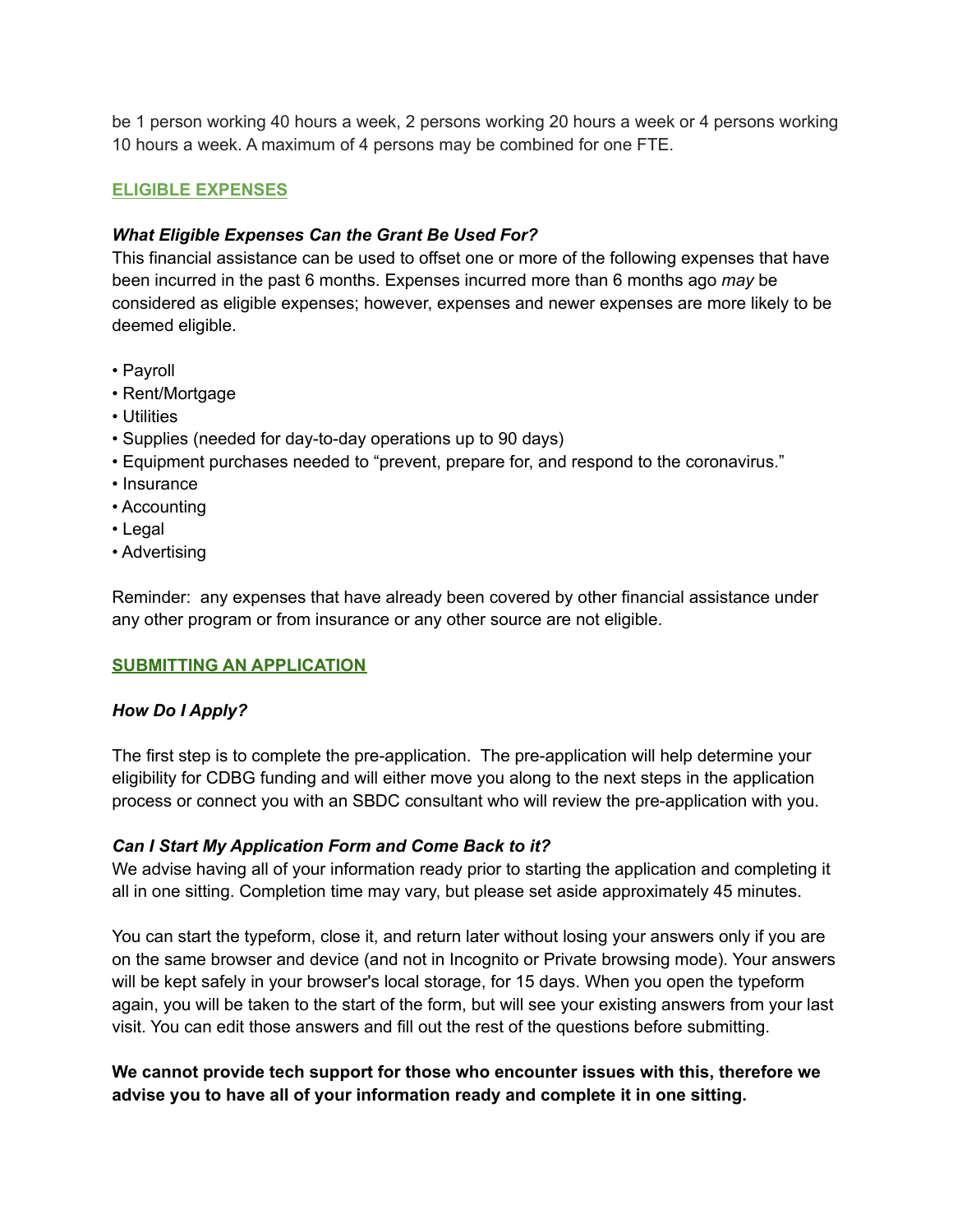be 1 person working 40 hours a week, 2 persons working 20 hours a week or 4 persons working 10 hours a week. A maximum of 4 persons may be combined for one FTE.

## ELIGIBLE EXPENSES

### *What Eligible Expenses Can the Grant Be Used For?*

This financial assistance can be used to offset one or more of the following expenses that have been incurred in the past 6 months. Expenses incurred more than 6 months ago *may* be considered as eligible expenses; however, expenses and newer expenses are more likely to be deemed eligible.

- Payroll
- Rent/Mortgage
- Utilities
- Supplies (needed for day-to-day operations up to 90 days)
- Equipment purchases needed to “prevent, prepare for, and respond to the coronavirus.”
- Insurance
- Accounting
- Legal
- Advertising

Reminder:  any expenses that have already been covered by other financial assistance under any other program or from insurance or any other source are not eligible.

## SUBMITTING AN APPLICATION

### *How Do I Apply?*

The first step is to complete the pre-application.  The pre-application will help determine your eligibility for CDBG funding and will either move you along to the next steps in the application process or connect you with an SBDC consultant who will review the pre-application with you.

### *Can I Start My Application Form and Come Back to it?*

We advise having all of your information ready prior to starting the application and completing it all in one sitting. Completion time may vary, but please set aside approximately 45 minutes.

You can start the typeform, close it, and return later without losing your answers only if you are on the same browser and device (and not in Incognito or Private browsing mode). Your answers will be kept safely in your browser's local storage, for 15 days. When you open the typeform again, you will be taken to the start of the form, but will see your existing answers from your last visit. You can edit those answers and fill out the rest of the questions before submitting.

**We cannot provide tech support for those who encounter issues with this, therefore we advise you to have all of your information ready and complete it in one sitting.**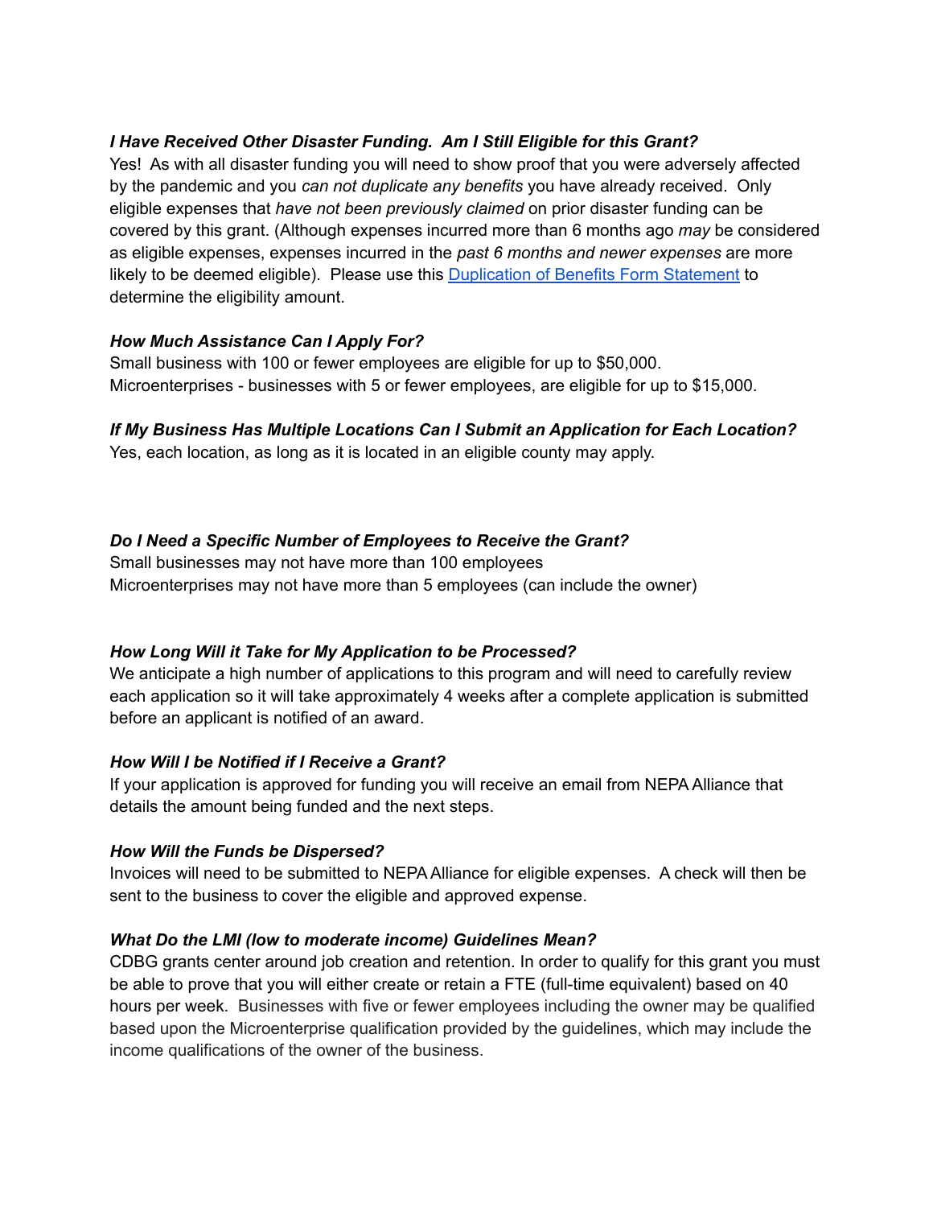***I Have Received Other Disaster Funding. Am I Still Eligible for this Grant?***

Yes! As with all disaster funding you will need to show proof that you were adversely affected by the pandemic and you *can not duplicate any benefits* you have already received. Only eligible expenses that *have not been previously claimed* on prior disaster funding can be covered by this grant. (Although expenses incurred more than 6 months ago *may* be considered as eligible expenses, expenses incurred in the *past 6 months and newer expenses* are more likely to be deemed eligible). Please use this Duplication of Benefits Form Statement to determine the eligibility amount.

***How Much Assistance Can I Apply For?***

Small business with 100 or fewer employees are eligible for up to $50,000.
Microenterprises - businesses with 5 or fewer employees, are eligible for up to $15,000.

***If My Business Has Multiple Locations Can I Submit an Application for Each Location?***

Yes, each location, as long as it is located in an eligible county may apply.

***Do I Need a Specific Number of Employees to Receive the Grant?***

Small businesses may not have more than 100 employees
Microenterprises may not have more than 5 employees (can include the owner)

***How Long Will it Take for My Application to be Processed?***

We anticipate a high number of applications to this program and will need to carefully review each application so it will take approximately 4 weeks after a complete application is submitted before an applicant is notified of an award.

***How Will I be Notified if I Receive a Grant?***

If your application is approved for funding you will receive an email from NEPA Alliance that details the amount being funded and the next steps.

***How Will the Funds be Dispersed?***

Invoices will need to be submitted to NEPA Alliance for eligible expenses. A check will then be sent to the business to cover the eligible and approved expense.

***What Do the LMI (low to moderate income) Guidelines Mean?***

CDBG grants center around job creation and retention. In order to qualify for this grant you must be able to prove that you will either create or retain a FTE (full-time equivalent) based on 40 hours per week. Businesses with five or fewer employees including the owner may be qualified based upon the Microenterprise qualification provided by the guidelines, which may include the income qualifications of the owner of the business.